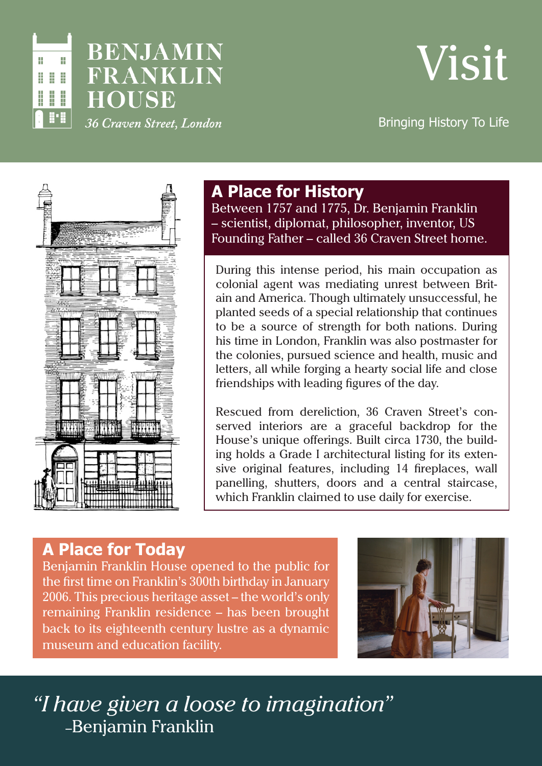# BENJAMIN FRANKLIN HOUSE

*36 Craven Street, London*

# Visit

Bringing History To Life

## A Place for History

Between 1757 and 1775, Dr. Benjamin Franklin – scientist, diplomat, philosopher, inventor, US Founding Father – called 36 Craven Street home.

During this intense period, his main occupation as colonial agent was mediating unrest between Britain and America. Though ultimately unsuccessful, he planted seeds of a special relationship that continues to be a source of strength for both nations. During his time in London, Franklin was also postmaster for the colonies, pursued science and health, music and letters, all while forging a hearty social life and close friendships with leading figures of the day.

Rescued from dereliction, 36 Craven Street's conserved interiors are a graceful backdrop for the House's unique offerings. Built circa 1730, the building holds a Grade I architectural listing for its extensive original features, including 14 fireplaces, wall panelling, shutters, doors and a central staircase, which Franklin claimed to use daily for exercise.

## A Place for Today

Benjamin Franklin House opened to the public for the first time on Franklin's 300th birthday in January 2006. This precious heritage asset – the world's only remaining Franklin residence – has been brought back to its eighteenth century lustre as a dynamic museum and education facility.

*"I have given a loose to imagination"*
–Benjamin Franklin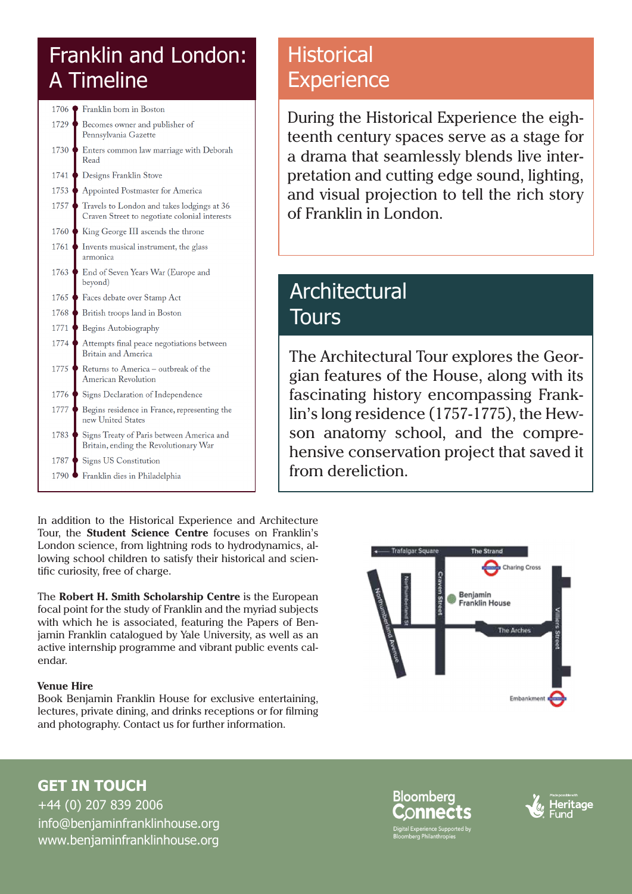## Franklin and London: A Timeline

| Year | Event |
|---|---|
| 1706 | Franklin born in Boston |
| 1729 | Becomes owner and publisher of Pennsylvania Gazette |
| 1730 | Enters common law marriage with Deborah Read |
| 1741 | Designs Franklin Stove |
| 1753 | Appointed Postmaster for America |
| 1757 | Travels to London and takes lodgings at 36 Craven Street to negotiate colonial interests |
| 1760 | King George III ascends the throne |
| 1761 | Invents musical instrument, the glass armonica |
| 1763 | End of Seven Years War (Europe and beyond) |
| 1765 | Faces debate over Stamp Act |
| 1768 | British troops land in Boston |
| 1771 | Begins Autobiography |
| 1774 | Attempts final peace negotiations between Britain and America |
| 1775 | Returns to America – outbreak of the American Revolution |
| 1776 | Signs Declaration of Independence |
| 1777 | Begins residence in France, representing the new United States |
| 1783 | Signs Treaty of Paris between America and Britain, ending the Revolutionary War |
| 1787 | Signs US Constitution |
| 1790 | Franklin dies in Philadelphia |

## Historical Experience

During the Historical Experience the eighteenth century spaces serve as a stage for a drama that seamlessly blends live interpretation and cutting edge sound, lighting, and visual projection to tell the rich story of Franklin in London.

## Architectural Tours

The Architectural Tour explores the Georgian features of the House, along with its fascinating history encompassing Franklin's long residence (1757-1775), the Hewson anatomy school, and the comprehensive conservation project that saved it from dereliction.

In addition to the Historical Experience and Architecture Tour, the **Student Science Centre** focuses on Franklin's London science, from lightning rods to hydrodynamics, allowing school children to satisfy their historical and scientific curiosity, free of charge.

The **Robert H. Smith Scholarship Centre** is the European focal point for the study of Franklin and the myriad subjects with which he is associated, featuring the Papers of Benjamin Franklin catalogued by Yale University, as well as an active internship programme and vibrant public events calendar.

**Venue Hire**
Book Benjamin Franklin House for exclusive entertaining, lectures, private dining, and drinks receptions or for filming and photography. Contact us for further information.

Trafalgar Square · The Strand · Charing Cross · Benjamin Franklin House · Northumberland St · Craven Street · Northumberland Avenue · The Arches · Villiers Street · Embankment

## GET IN TOUCH

+44 (0) 207 839 2006
info@benjaminfranklinhouse.org
www.benjaminfranklinhouse.org

Bloomberg Connects
Digital Experience Supported by Bloomberg Philanthropies

Made possible with Heritage Fund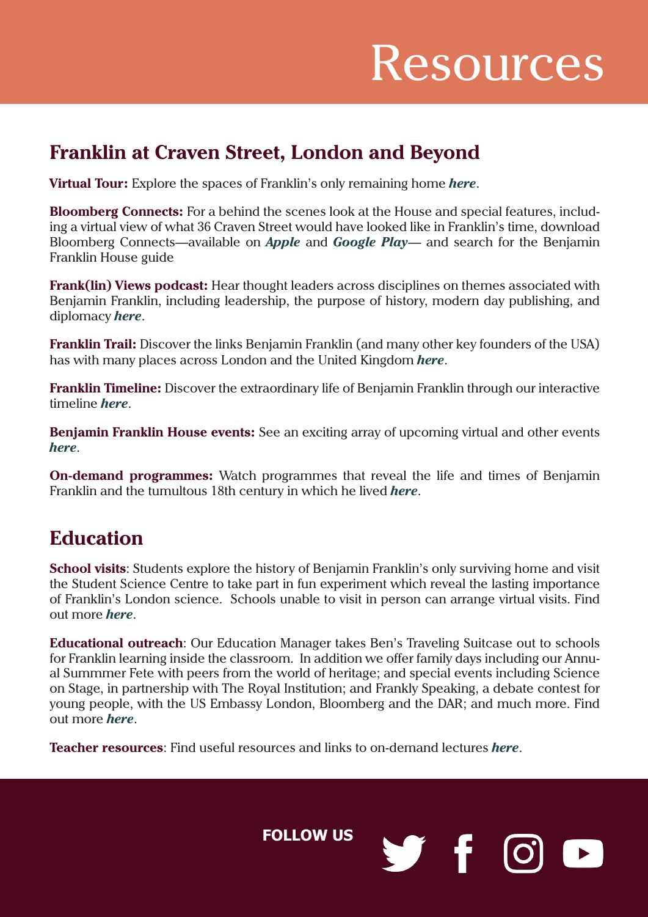# Resources

## Franklin at Craven Street, London and Beyond

**Virtual Tour:** Explore the spaces of Franklin's only remaining home ***here***.

**Bloomberg Connects:** For a behind the scenes look at the House and special features, including a virtual view of what 36 Craven Street would have looked like in Franklin's time, download Bloomberg Connects—available on ***Apple*** and ***Google Play***— and search for the Benjamin Franklin House guide

**Frank(lin) Views podcast:** Hear thought leaders across disciplines on themes associated with Benjamin Franklin, including leadership, the purpose of history, modern day publishing, and diplomacy ***here***.

**Franklin Trail:** Discover the links Benjamin Franklin (and many other key founders of the USA) has with many places across London and the United Kingdom ***here***.

**Franklin Timeline:** Discover the extraordinary life of Benjamin Franklin through our interactive timeline ***here***.

**Benjamin Franklin House events:** See an exciting array of upcoming virtual and other events ***here***.

**On-demand programmes:** Watch programmes that reveal the life and times of Benjamin Franklin and the tumultous 18th century in which he lived ***here***.

## Education

**School visits**: Students explore the history of Benjamin Franklin's only surviving home and visit the Student Science Centre to take part in fun experiment which reveal the lasting importance of Franklin's London science. Schools unable to visit in person can arrange virtual visits. Find out more ***here***.

**Educational outreach**: Our Education Manager takes Ben's Traveling Suitcase out to schools for Franklin learning inside the classroom. In addition we offer family days including our Annual Summmer Fete with peers from the world of heritage; and special events including Science on Stage, in partnership with The Royal Institution; and Frankly Speaking, a debate contest for young people, with the US Embassy London, Bloomberg and the DAR; and much more. Find out more ***here***.

**Teacher resources**: Find useful resources and links to on-demand lectures ***here***.

**FOLLOW US**